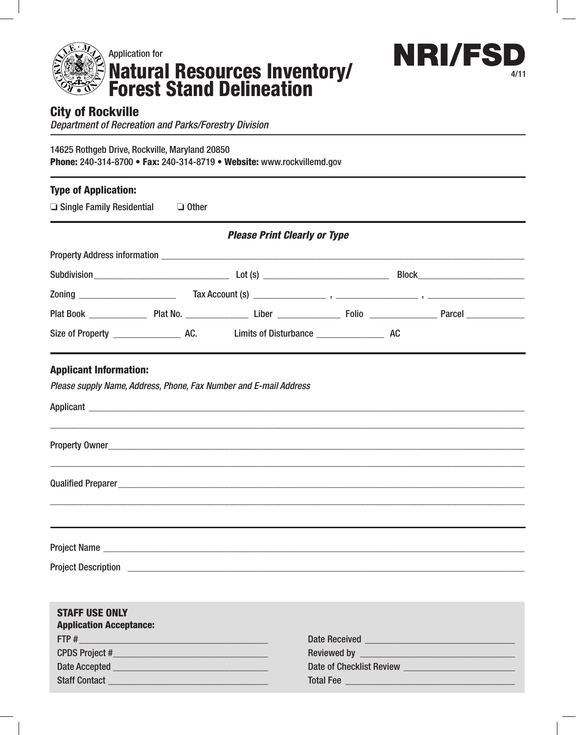Application for

# Natural Resources Inventory/ Forest Stand Delineation

# NRI/FSD

4/11

## City of Rockville

*Department of Recreation and Parks/Forestry Division*

14625 Rothgeb Drive, Rockville, Maryland 20850
**Phone:** 240-314-8700 • **Fax:** 240-314-8719 • **Website:** www.rockvillemd.gov

### Type of Application:

❏ Single Family Residential ❏ Other

***Please Print Clearly or Type***

Property Address information ______________________________

Subdivision______________________ Lot (s) ______________________ Block____________________

Zoning ________________ Tax Account (s) ______________ , ______________ , ________________

Plat Book __________ Plat No. ___________ Liber ___________ Folio ____________ Parcel __________

Size of Property ____________ AC. Limits of Disturbance ____________ AC

### Applicant Information:

*Please supply Name, Address, Phone, Fax Number and E-mail Address*

Applicant ______________________________

______________________________

Property Owner______________________________

______________________________

Qualified Preparer______________________________

______________________________

Project Name ______________________________

Project Description ______________________________

**STAFF USE ONLY**
**Application Acceptance:**

FTP # ______________________________

CPDS Project #______________________________

Date Accepted ______________________________

Staff Contact ______________________________

Date Received ______________________________

Reviewed by ______________________________

Date of Checklist Review ______________________________

Total Fee ______________________________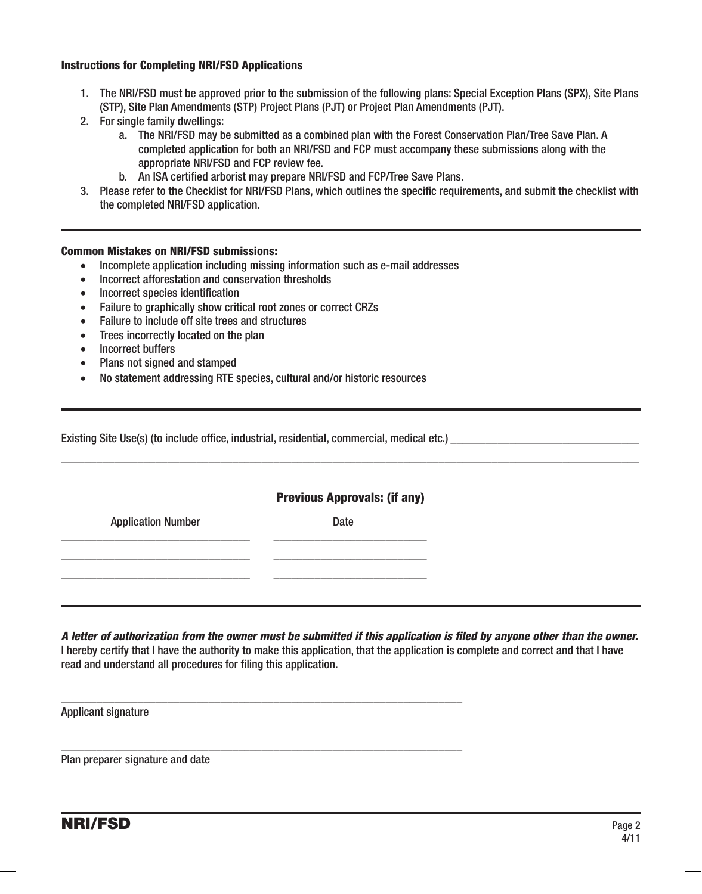**Instructions for Completing NRI/FSD Applications**

1. The NRI/FSD must be approved prior to the submission of the following plans: Special Exception Plans (SPX), Site Plans (STP), Site Plan Amendments (STP) Project Plans (PJT) or Project Plan Amendments (PJT).
2. For single family dwellings:
   a. The NRI/FSD may be submitted as a combined plan with the Forest Conservation Plan/Tree Save Plan. A completed application for both an NRI/FSD and FCP must accompany these submissions along with the appropriate NRI/FSD and FCP review fee.
   b. An ISA certified arborist may prepare NRI/FSD and FCP/Tree Save Plans.
3. Please refer to the Checklist for NRI/FSD Plans, which outlines the specific requirements, and submit the checklist with the completed NRI/FSD application.

---

**Common Mistakes on NRI/FSD submissions:**

- Incomplete application including missing information such as e-mail addresses
- Incorrect afforestation and conservation thresholds
- Incorrect species identification
- Failure to graphically show critical root zones or correct CRZs
- Failure to include off site trees and structures
- Trees incorrectly located on the plan
- Incorrect buffers
- Plans not signed and stamped
- No statement addressing RTE species, cultural and/or historic resources

---

Existing Site Use(s) (to include office, industrial, residential, commercial, medical etc.) ______________________________

______________________________________________________________________________

**Previous Approvals: (if any)**

| Application Number | Date |
|---|---|
| ______________________ | ______________________ |
| ______________________ | ______________________ |
| ______________________ | ______________________ |

---

***A letter of authorization from the owner must be submitted if this application is filed by anyone other than the owner.***
I hereby certify that I have the authority to make this application, that the application is complete and correct and that I have read and understand all procedures for filing this application.

______________________________________________________________

Applicant signature

______________________________________________________________

Plan preparer signature and date